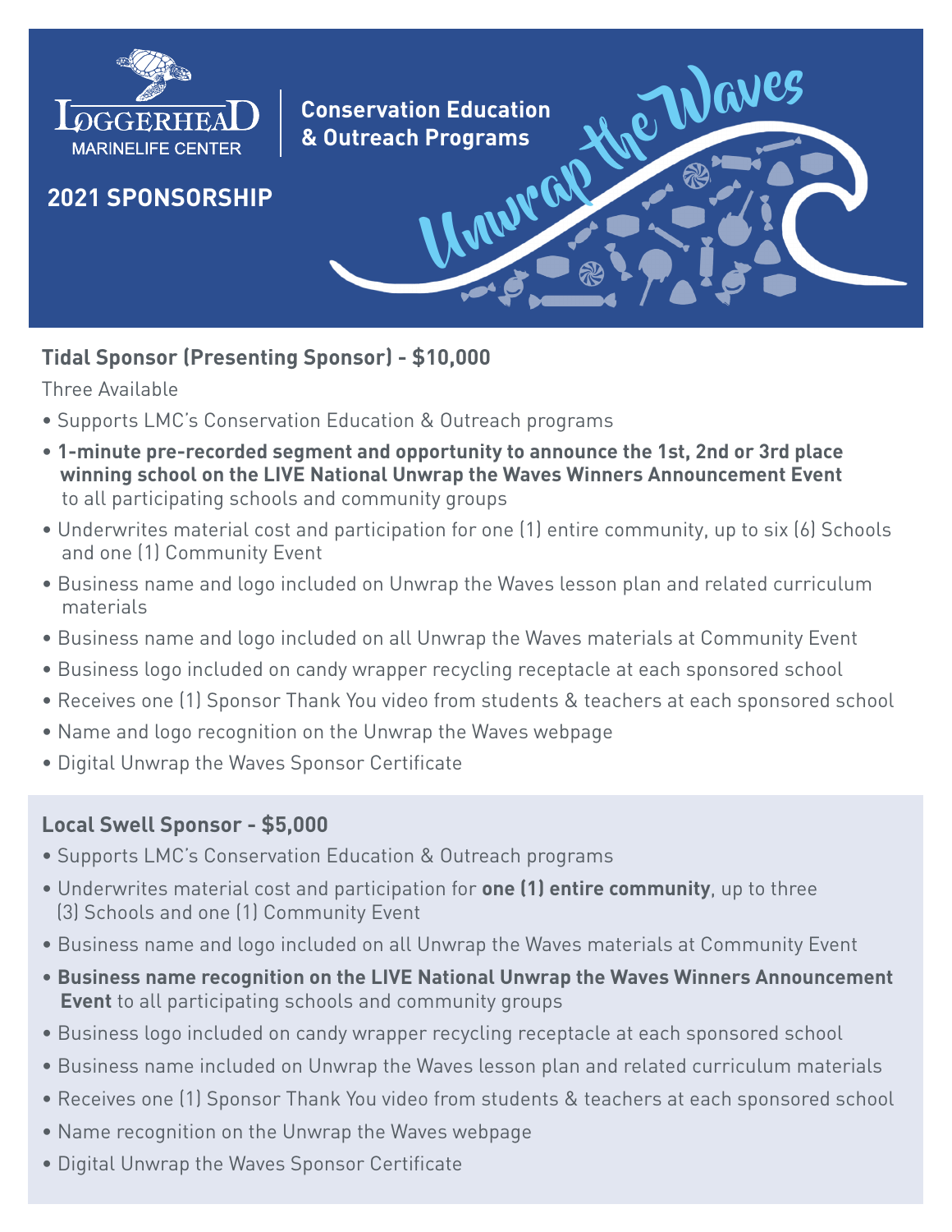LOGGERHEAD MARINELIFE CENTER

**Conservation Education & Outreach Programs**

Unwrap the Waves

## 2021 SPONSORSHIP

### Tidal Sponsor (Presenting Sponsor) - $10,000

Three Available

- Supports LMC's Conservation Education & Outreach programs
- **1-minute pre-recorded segment and opportunity to announce the 1st, 2nd or 3rd place winning school on the LIVE National Unwrap the Waves Winners Announcement Event** to all participating schools and community groups
- Underwrites material cost and participation for one (1) entire community, up to six (6) Schools and one (1) Community Event
- Business name and logo included on Unwrap the Waves lesson plan and related curriculum materials
- Business name and logo included on all Unwrap the Waves materials at Community Event
- Business logo included on candy wrapper recycling receptacle at each sponsored school
- Receives one (1) Sponsor Thank You video from students & teachers at each sponsored school
- Name and logo recognition on the Unwrap the Waves webpage
- Digital Unwrap the Waves Sponsor Certificate

### Local Swell Sponsor - $5,000

- Supports LMC's Conservation Education & Outreach programs
- Underwrites material cost and participation for **one (1) entire community**, up to three (3) Schools and one (1) Community Event
- Business name and logo included on all Unwrap the Waves materials at Community Event
- **Business name recognition on the LIVE National Unwrap the Waves Winners Announcement Event** to all participating schools and community groups
- Business logo included on candy wrapper recycling receptacle at each sponsored school
- Business name included on Unwrap the Waves lesson plan and related curriculum materials
- Receives one (1) Sponsor Thank You video from students & teachers at each sponsored school
- Name recognition on the Unwrap the Waves webpage
- Digital Unwrap the Waves Sponsor Certificate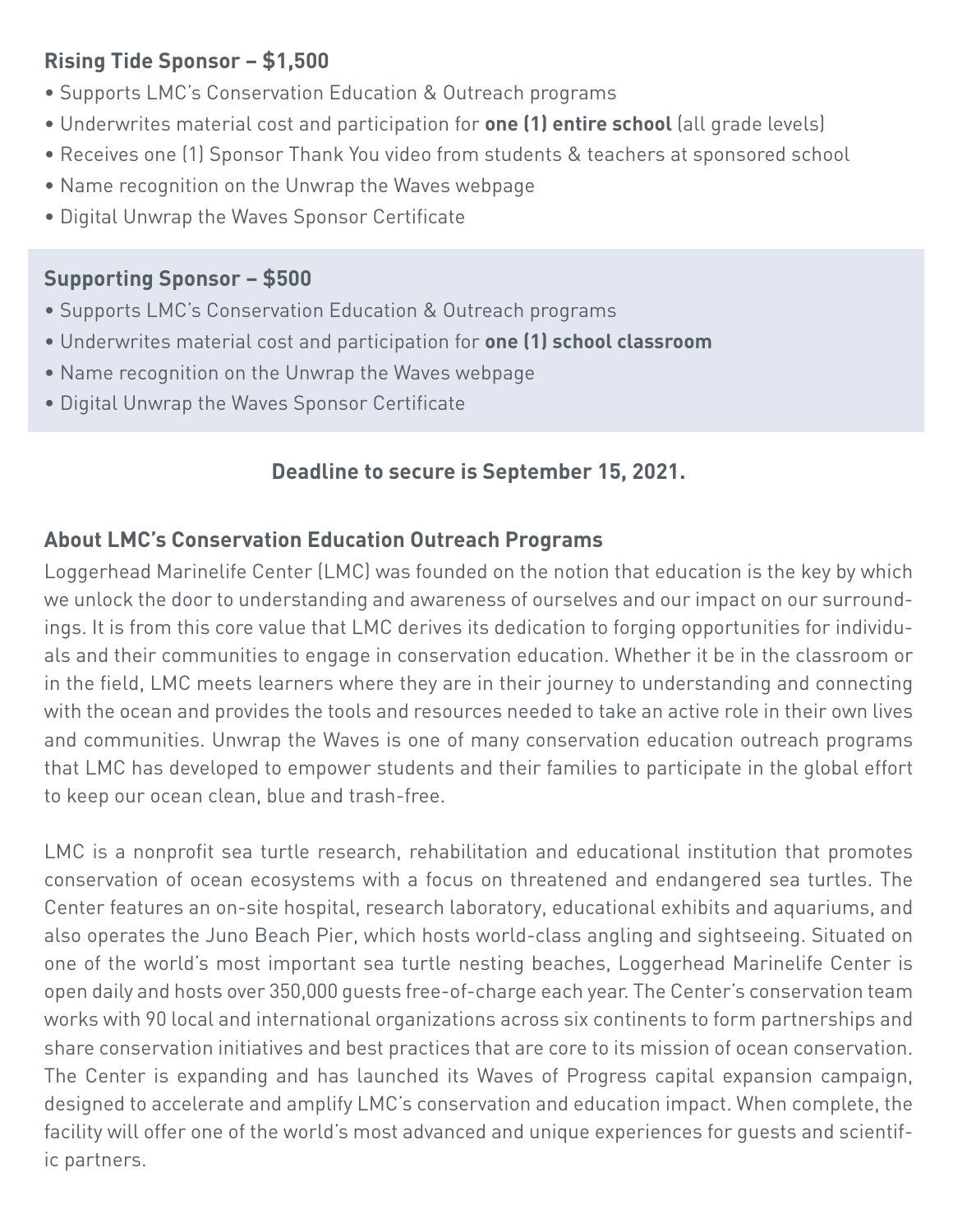**Rising Tide Sponsor – $1,500**

- Supports LMC's Conservation Education & Outreach programs
- Underwrites material cost and participation for **one (1) entire school** (all grade levels)
- Receives one (1) Sponsor Thank You video from students & teachers at sponsored school
- Name recognition on the Unwrap the Waves webpage
- Digital Unwrap the Waves Sponsor Certificate

**Supporting Sponsor – $500**

- Supports LMC's Conservation Education & Outreach programs
- Underwrites material cost and participation for **one (1) school classroom**
- Name recognition on the Unwrap the Waves webpage
- Digital Unwrap the Waves Sponsor Certificate

**Deadline to secure is September 15, 2021.**

### About LMC's Conservation Education Outreach Programs

Loggerhead Marinelife Center (LMC) was founded on the notion that education is the key by which we unlock the door to understanding and awareness of ourselves and our impact on our surroundings. It is from this core value that LMC derives its dedication to forging opportunities for individuals and their communities to engage in conservation education. Whether it be in the classroom or in the field, LMC meets learners where they are in their journey to understanding and connecting with the ocean and provides the tools and resources needed to take an active role in their own lives and communities. Unwrap the Waves is one of many conservation education outreach programs that LMC has developed to empower students and their families to participate in the global effort to keep our ocean clean, blue and trash-free.

LMC is a nonprofit sea turtle research, rehabilitation and educational institution that promotes conservation of ocean ecosystems with a focus on threatened and endangered sea turtles. The Center features an on-site hospital, research laboratory, educational exhibits and aquariums, and also operates the Juno Beach Pier, which hosts world-class angling and sightseeing. Situated on one of the world's most important sea turtle nesting beaches, Loggerhead Marinelife Center is open daily and hosts over 350,000 guests free-of-charge each year. The Center's conservation team works with 90 local and international organizations across six continents to form partnerships and share conservation initiatives and best practices that are core to its mission of ocean conservation. The Center is expanding and has launched its Waves of Progress capital expansion campaign, designed to accelerate and amplify LMC's conservation and education impact. When complete, the facility will offer one of the world's most advanced and unique experiences for guests and scientific partners.